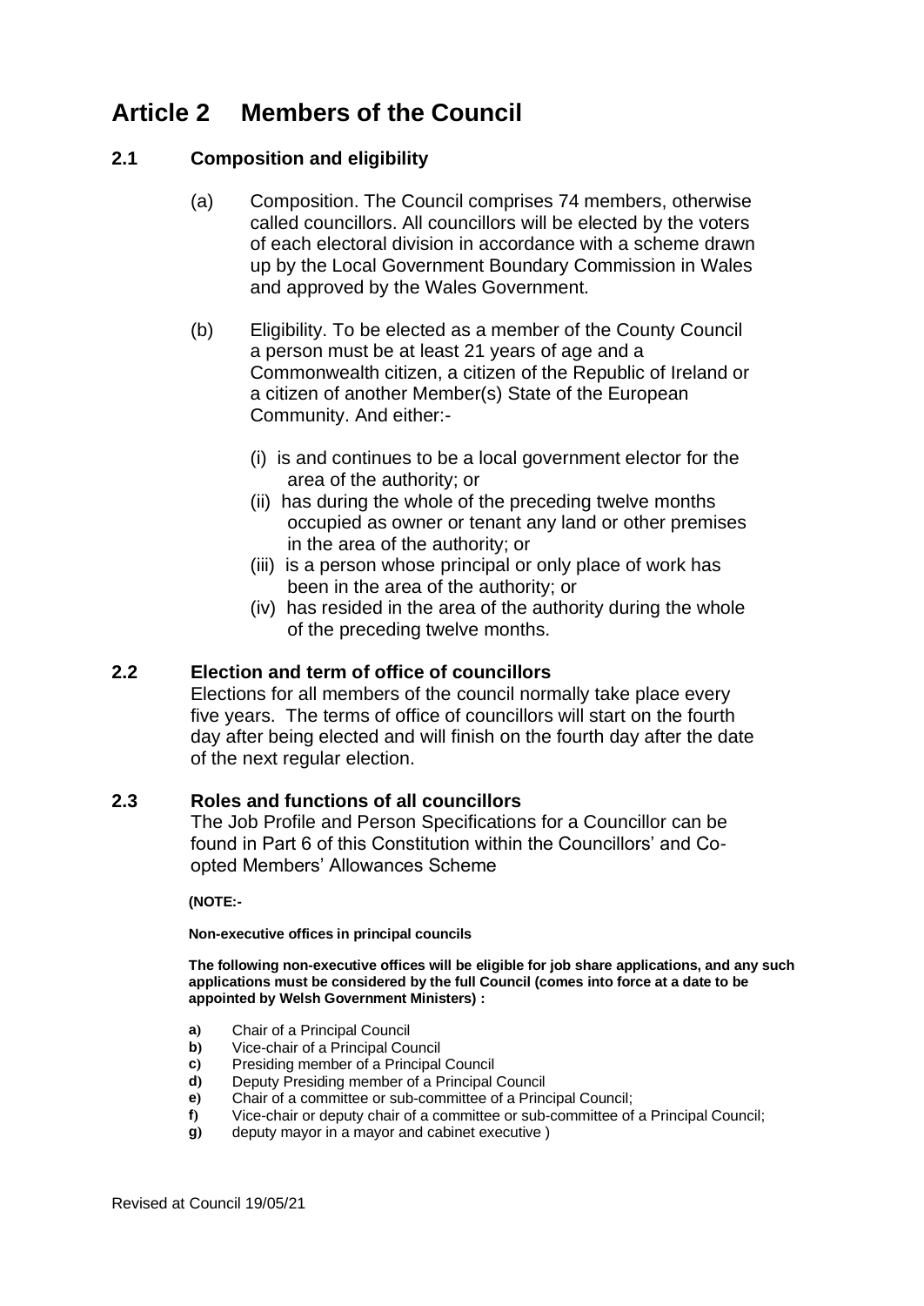# Article 2 Members of the Council

## 2.1 Composition and eligibility

(a) Composition. The Council comprises 74 members, otherwise called councillors. All councillors will be elected by the voters of each electoral division in accordance with a scheme drawn up by the Local Government Boundary Commission in Wales and approved by the Wales Government.

(b) Eligibility. To be elected as a member of the County Council a person must be at least 21 years of age and a Commonwealth citizen, a citizen of the Republic of Ireland or a citizen of another Member(s) State of the European Community. And either:-

(i) is and continues to be a local government elector for the area of the authority; or
(ii) has during the whole of the preceding twelve months occupied as owner or tenant any land or other premises in the area of the authority; or
(iii) is a person whose principal or only place of work has been in the area of the authority; or
(iv) has resided in the area of the authority during the whole of the preceding twelve months.

## 2.2 Election and term of office of councillors

Elections for all members of the council normally take place every five years. The terms of office of councillors will start on the fourth day after being elected and will finish on the fourth day after the date of the next regular election.

## 2.3 Roles and functions of all councillors

The Job Profile and Person Specifications for a Councillor can be found in Part 6 of this Constitution within the Councillors' and Co-opted Members' Allowances Scheme

**(NOTE:-**

**Non-executive offices in principal councils**

**The following non-executive offices will be eligible for job share applications, and any such applications must be considered by the full Council (comes into force at a date to be appointed by Welsh Government Ministers) :**

**a)** Chair of a Principal Council
**b)** Vice-chair of a Principal Council
**c)** Presiding member of a Principal Council
**d)** Deputy Presiding member of a Principal Council
**e)** Chair of a committee or sub-committee of a Principal Council;
**f)** Vice-chair or deputy chair of a committee or sub-committee of a Principal Council;
**g)** deputy mayor in a mayor and cabinet executive )

Revised at Council 19/05/21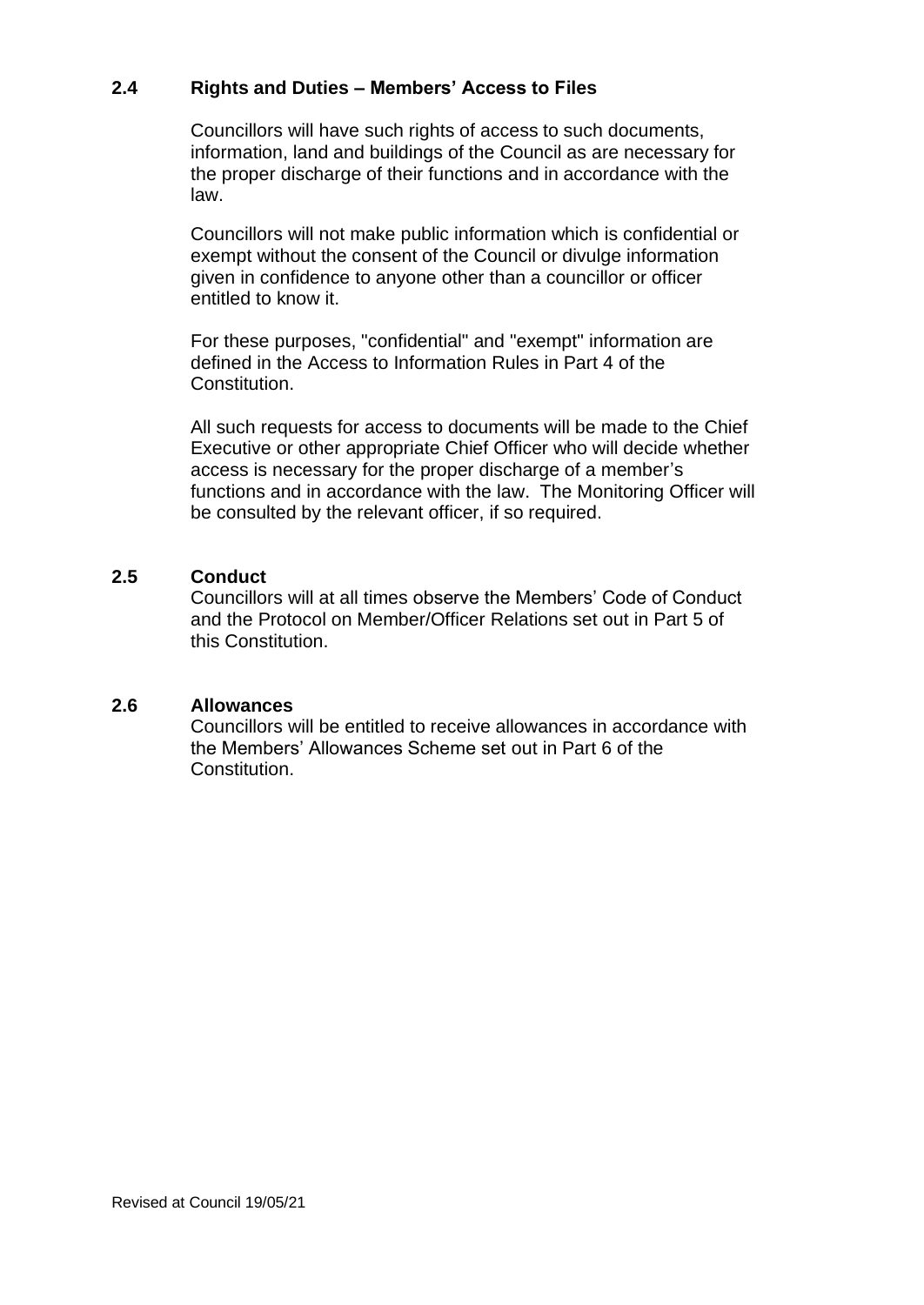### 2.4 Rights and Duties – Members' Access to Files

Councillors will have such rights of access to such documents, information, land and buildings of the Council as are necessary for the proper discharge of their functions and in accordance with the law.

Councillors will not make public information which is confidential or exempt without the consent of the Council or divulge information given in confidence to anyone other than a councillor or officer entitled to know it.

For these purposes, "confidential" and "exempt" information are defined in the Access to Information Rules in Part 4 of the Constitution.

All such requests for access to documents will be made to the Chief Executive or other appropriate Chief Officer who will decide whether access is necessary for the proper discharge of a member's functions and in accordance with the law. The Monitoring Officer will be consulted by the relevant officer, if so required.

### 2.5 Conduct

Councillors will at all times observe the Members' Code of Conduct and the Protocol on Member/Officer Relations set out in Part 5 of this Constitution.

### 2.6 Allowances

Councillors will be entitled to receive allowances in accordance with the Members' Allowances Scheme set out in Part 6 of the Constitution.

Revised at Council 19/05/21